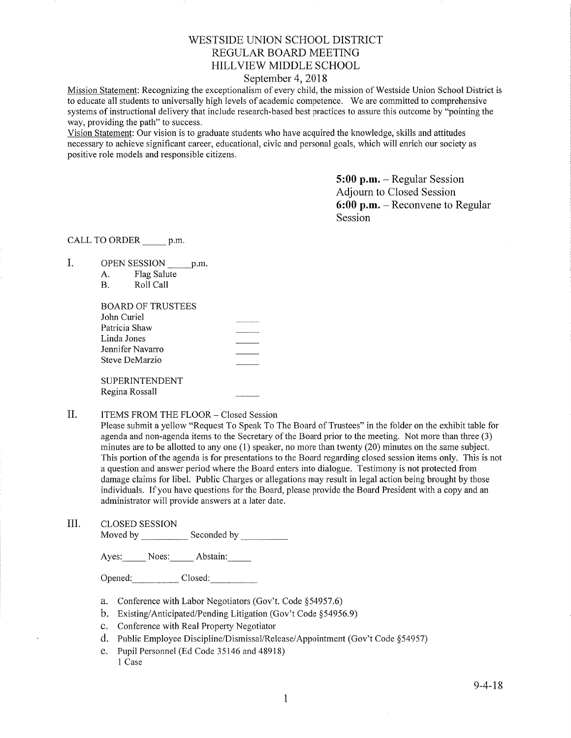# WESTSIDE UNION SCHOOL DISTRICT
# REGULAR BOARD MEETING
# HILLVIEW MIDDLE SCHOOL

September 4, 2018

Mission Statement: Recognizing the exceptionalism of every child, the mission of Westside Union School District is to educate all students to universally high levels of academic competence. We are committed to comprehensive systems of instructional delivery that include research-based best practices to assure this outcome by "pointing the way, providing the path" to success.

Vision Statement: Our vision is to graduate students who have acquired the knowledge, skills and attitudes necessary to achieve significant career, educational, civic and personal goals, which will enrich our society as positive role models and responsible citizens.

**5:00 p.m.** – Regular Session
Adjourn to Closed Session
**6:00 p.m.** – Reconvene to Regular Session

CALL TO ORDER _____ p.m.

I. OPEN SESSION _____ p.m.
   A. Flag Salute
   B. Roll Call

   BOARD OF TRUSTEES
   John Curiel _____
   Patricia Shaw _____
   Linda Jones _____
   Jennifer Navarro _____
   Steve DeMarzio _____

   SUPERINTENDENT
   Regina Rossall _____

II. ITEMS FROM THE FLOOR – Closed Session

Please submit a yellow "Request To Speak To The Board of Trustees" in the folder on the exhibit table for agenda and non-agenda items to the Secretary of the Board prior to the meeting. Not more than three (3) minutes are to be allotted to any one (1) speaker, no more than twenty (20) minutes on the same subject. This portion of the agenda is for presentations to the Board regarding closed session items only. This is not a question and answer period where the Board enters into dialogue. Testimony is not protected from damage claims for libel. Public Charges or allegations may result in legal action being brought by those individuals. If you have questions for the Board, please provide the Board President with a copy and an administrator will provide answers at a later date.

III. CLOSED SESSION

Moved by __________ Seconded by __________

Ayes:_____ Noes:_____ Abstain:_____

Opened:__________ Closed:__________

a. Conference with Labor Negotiators (Gov't. Code §54957.6)
b. Existing/Anticipated/Pending Litigation (Gov't Code §54956.9)
c. Conference with Real Property Negotiator
d. Public Employee Discipline/Dismissal/Release/Appointment (Gov't Code §54957)
e. Pupil Personnel (Ed Code 35146 and 48918)
   1 Case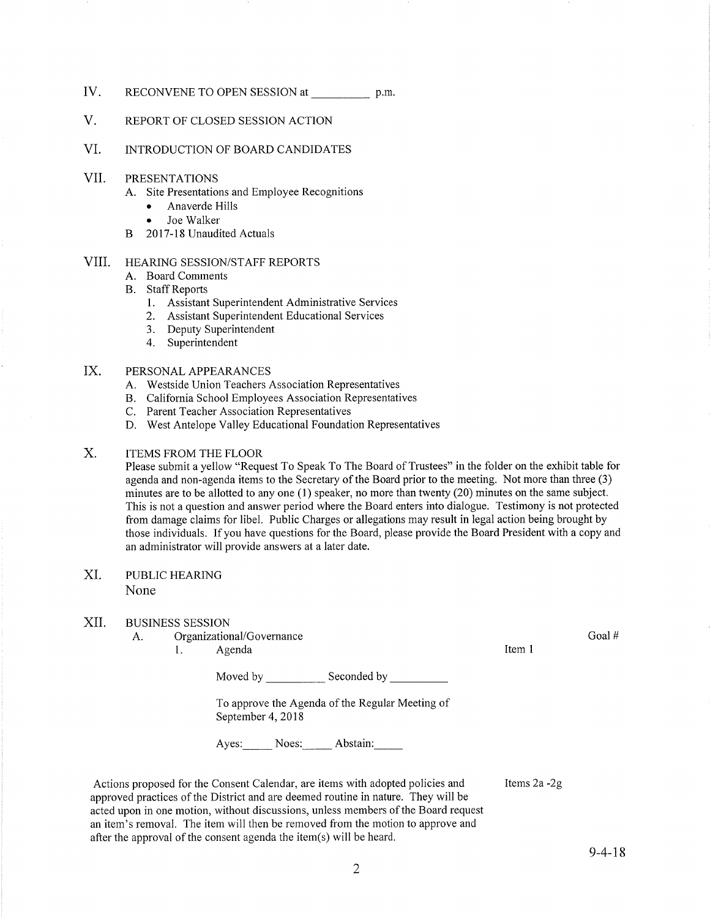IV. RECONVENE TO OPEN SESSION at __________ p.m.

V. REPORT OF CLOSED SESSION ACTION

VI. INTRODUCTION OF BOARD CANDIDATES

VII. PRESENTATIONS

A. Site Presentations and Employee Recognitions
- Anaverde Hills
- Joe Walker

B 2017-18 Unaudited Actuals

VIII. HEARING SESSION/STAFF REPORTS

A. Board Comments

B. Staff Reports
1. Assistant Superintendent Administrative Services
2. Assistant Superintendent Educational Services
3. Deputy Superintendent
4. Superintendent

IX. PERSONAL APPEARANCES

A. Westside Union Teachers Association Representatives

B. California School Employees Association Representatives

C. Parent Teacher Association Representatives

D. West Antelope Valley Educational Foundation Representatives

X. ITEMS FROM THE FLOOR

Please submit a yellow "Request To Speak To The Board of Trustees" in the folder on the exhibit table for agenda and non-agenda items to the Secretary of the Board prior to the meeting. Not more than three (3) minutes are to be allotted to any one (1) speaker, no more than twenty (20) minutes on the same subject. This is not a question and answer period where the Board enters into dialogue. Testimony is not protected from damage claims for libel. Public Charges or allegations may result in legal action being brought by those individuals. If you have questions for the Board, please provide the Board President with a copy and an administrator will provide answers at a later date.

XI. PUBLIC HEARING

None

XII. BUSINESS SESSION

A. Organizational/Governance — Goal #

1. Agenda — Item 1

Moved by __________ Seconded by __________

To approve the Agenda of the Regular Meeting of September 4, 2018

Ayes:_____ Noes:_____ Abstain:_____

Actions proposed for the Consent Calendar, are items with adopted policies and approved practices of the District and are deemed routine in nature. They will be acted upon in one motion, without discussions, unless members of the Board request an item's removal. The item will then be removed from the motion to approve and after the approval of the consent agenda the item(s) will be heard. — Items 2a -2g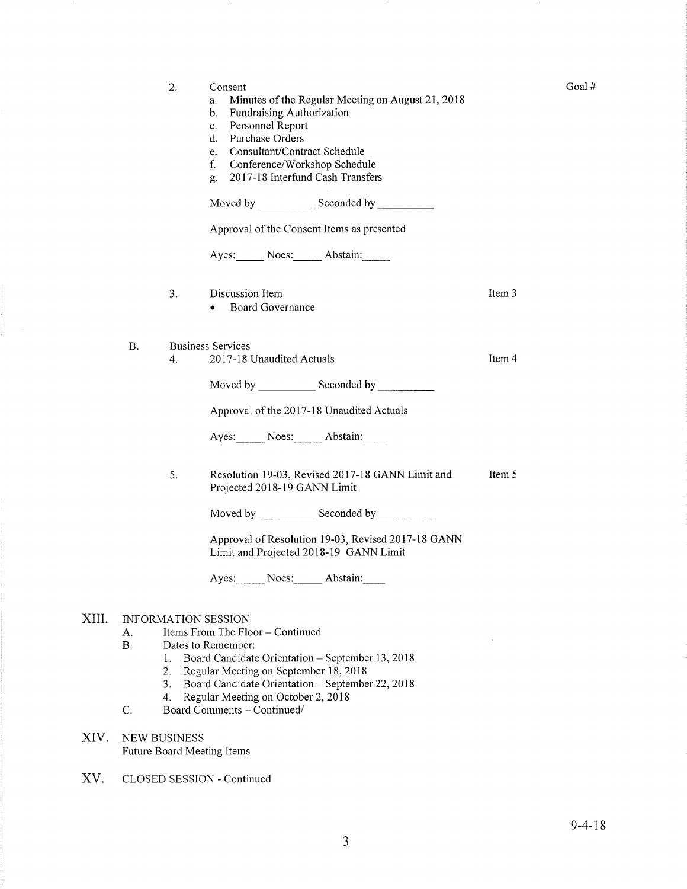Goal #

2. Consent
   a. Minutes of the Regular Meeting on August 21, 2018
   b. Fundraising Authorization
   c. Personnel Report
   d. Purchase Orders
   e. Consultant/Contract Schedule
   f. Conference/Workshop Schedule
   g. 2017-18 Interfund Cash Transfers

   Moved by __________ Seconded by __________

   Approval of the Consent Items as presented

   Ayes:_____ Noes:_____ Abstain:_____

3. Discussion Item — Item 3
   - Board Governance

B. Business Services

4. 2017-18 Unaudited Actuals — Item 4

   Moved by __________ Seconded by __________

   Approval of the 2017-18 Unaudited Actuals

   Ayes:_____ Noes:_____ Abstain:____

5. Resolution 19-03, Revised 2017-18 GANN Limit and Projected 2018-19 GANN Limit — Item 5

   Moved by __________ Seconded by __________

   Approval of Resolution 19-03, Revised 2017-18 GANN Limit and Projected 2018-19 GANN Limit

   Ayes:_____ Noes:_____ Abstain:____

## XIII. INFORMATION SESSION

A. Items From The Floor – Continued

B. Dates to Remember:
   1. Board Candidate Orientation – September 13, 2018
   2. Regular Meeting on September 18, 2018
   3. Board Candidate Orientation – September 22, 2018
   4. Regular Meeting on October 2, 2018

C. Board Comments – Continued/

## XIV. NEW BUSINESS

Future Board Meeting Items

## XV. CLOSED SESSION - Continued

9-4-18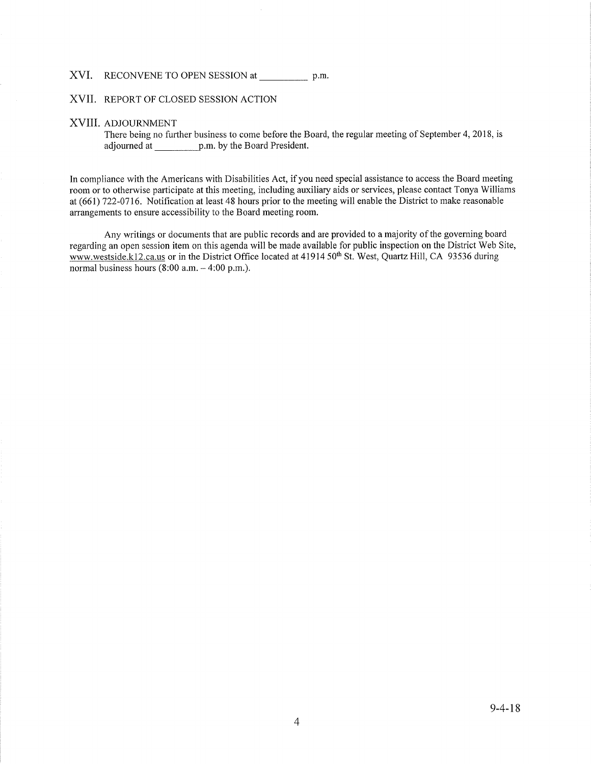XVI. RECONVENE TO OPEN SESSION at __________ p.m.

XVII. REPORT OF CLOSED SESSION ACTION

XVIII. ADJOURNMENT

There being no further business to come before the Board, the regular meeting of September 4, 2018, is adjourned at _________p.m. by the Board President.

In compliance with the Americans with Disabilities Act, if you need special assistance to access the Board meeting room or to otherwise participate at this meeting, including auxiliary aids or services, please contact Tonya Williams at (661) 722-0716. Notification at least 48 hours prior to the meeting will enable the District to make reasonable arrangements to ensure accessibility to the Board meeting room.

Any writings or documents that are public records and are provided to a majority of the governing board regarding an open session item on this agenda will be made available for public inspection on the District Web Site, www.westside.k12.ca.us or in the District Office located at 41914 50th St. West, Quartz Hill, CA 93536 during normal business hours (8:00 a.m. – 4:00 p.m.).

9-4-18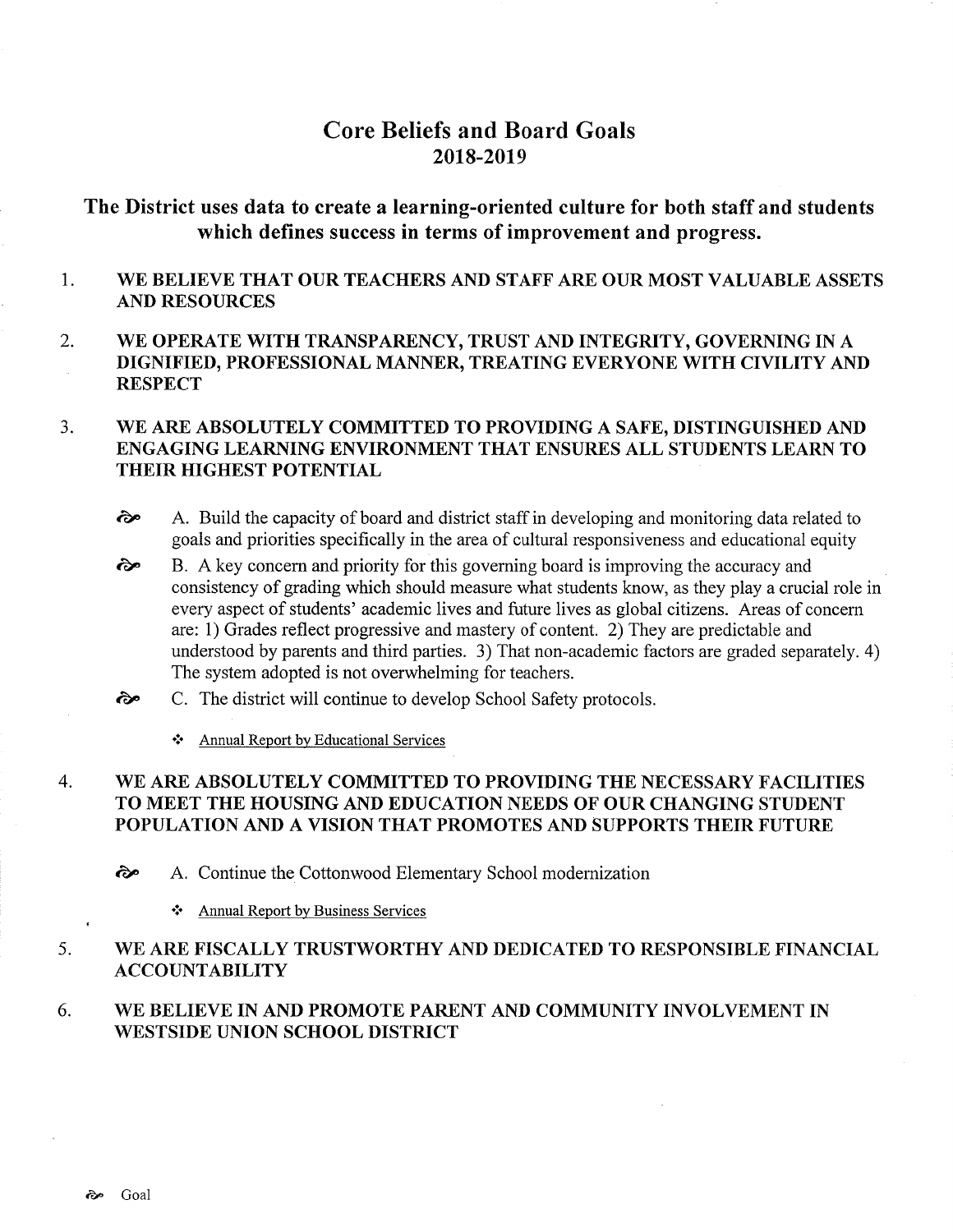# Core Beliefs and Board Goals
## 2018-2019

### The District uses data to create a learning-oriented culture for both staff and students which defines success in terms of improvement and progress.

1. **WE BELIEVE THAT OUR TEACHERS AND STAFF ARE OUR MOST VALUABLE ASSETS AND RESOURCES**

2. **WE OPERATE WITH TRANSPARENCY, TRUST AND INTEGRITY, GOVERNING IN A DIGNIFIED, PROFESSIONAL MANNER, TREATING EVERYONE WITH CIVILITY AND RESPECT**

3. **WE ARE ABSOLUTELY COMMITTED TO PROVIDING A SAFE, DISTINGUISHED AND ENGAGING LEARNING ENVIRONMENT THAT ENSURES ALL STUDENTS LEARN TO THEIR HIGHEST POTENTIAL**

   - ➢ A. Build the capacity of board and district staff in developing and monitoring data related to goals and priorities specifically in the area of cultural responsiveness and educational equity
   - ➢ B. A key concern and priority for this governing board is improving the accuracy and consistency of grading which should measure what students know, as they play a crucial role in every aspect of students' academic lives and future lives as global citizens. Areas of concern are: 1) Grades reflect progressive and mastery of content. 2) They are predictable and understood by parents and third parties. 3) That non-academic factors are graded separately. 4) The system adopted is not overwhelming for teachers.
   - ➢ C. The district will continue to develop School Safety protocols.

     - ❖ Annual Report by Educational Services

4. **WE ARE ABSOLUTELY COMMITTED TO PROVIDING THE NECESSARY FACILITIES TO MEET THE HOUSING AND EDUCATION NEEDS OF OUR CHANGING STUDENT POPULATION AND A VISION THAT PROMOTES AND SUPPORTS THEIR FUTURE**

   - ➢ A. Continue the Cottonwood Elementary School modernization

     - ❖ Annual Report by Business Services

5. **WE ARE FISCALLY TRUSTWORTHY AND DEDICATED TO RESPONSIBLE FINANCIAL ACCOUNTABILITY**

6. **WE BELIEVE IN AND PROMOTE PARENT AND COMMUNITY INVOLVEMENT IN WESTSIDE UNION SCHOOL DISTRICT**

➢ Goal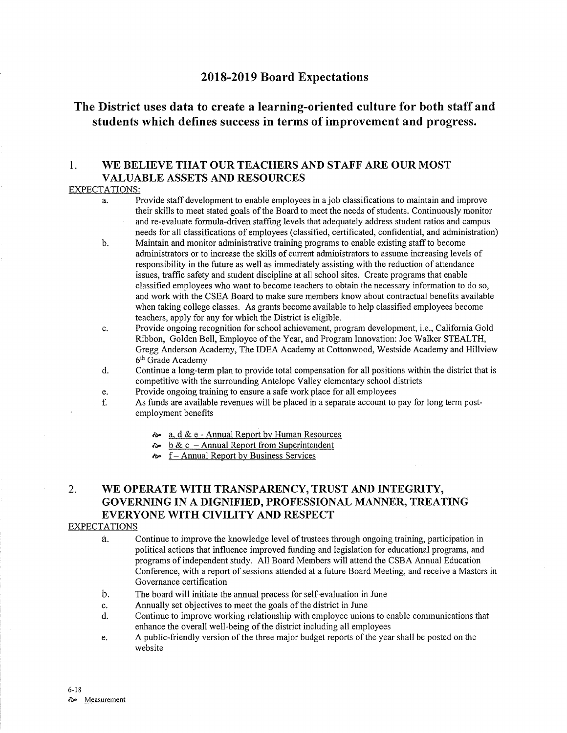# 2018-2019 Board Expectations

## The District uses data to create a learning-oriented culture for both staff and students which defines success in terms of improvement and progress.

### 1. WE BELIEVE THAT OUR TEACHERS AND STAFF ARE OUR MOST VALUABLE ASSETS AND RESOURCES

EXPECTATIONS:

a. Provide staff development to enable employees in a job classifications to maintain and improve their skills to meet stated goals of the Board to meet the needs of students. Continuously monitor and re-evaluate formula-driven staffing levels that adequately address student ratios and campus needs for all classifications of employees (classified, certificated, confidential, and administration)

b. Maintain and monitor administrative training programs to enable existing staff to become administrators or to increase the skills of current administrators to assume increasing levels of responsibility in the future as well as immediately assisting with the reduction of attendance issues, traffic safety and student discipline at all school sites. Create programs that enable classified employees who want to become teachers to obtain the necessary information to do so, and work with the CSEA Board to make sure members know about contractual benefits available when taking college classes. As grants become available to help classified employees become teachers, apply for any for which the District is eligible.

c. Provide ongoing recognition for school achievement, program development, i.e., California Gold Ribbon, Golden Bell, Employee of the Year, and Program Innovation: Joe Walker STEALTH, Gregg Anderson Academy, The IDEA Academy at Cottonwood, Westside Academy and Hillview 6th Grade Academy

d. Continue a long-term plan to provide total compensation for all positions within the district that is competitive with the surrounding Antelope Valley elementary school districts

e. Provide ongoing training to ensure a safe work place for all employees

f. As funds are available revenues will be placed in a separate account to pay for long term post-employment benefits

- a, d & e - Annual Report by Human Resources
- b & c – Annual Report from Superintendent
- f – Annual Report by Business Services

### 2. WE OPERATE WITH TRANSPARENCY, TRUST AND INTEGRITY, GOVERNING IN A DIGNIFIED, PROFESSIONAL MANNER, TREATING EVERYONE WITH CIVILITY AND RESPECT

EXPECTATIONS

a. Continue to improve the knowledge level of trustees through ongoing training, participation in political actions that influence improved funding and legislation for educational programs, and programs of independent study. All Board Members will attend the CSBA Annual Education Conference, with a report of sessions attended at a future Board Meeting, and receive a Masters in Governance certification

b. The board will initiate the annual process for self-evaluation in June

c. Annually set objectives to meet the goals of the district in June

d. Continue to improve working relationship with employee unions to enable communications that enhance the overall well-being of the district including all employees

e. A public-friendly version of the three major budget reports of the year shall be posted on the website

6-18

Measurement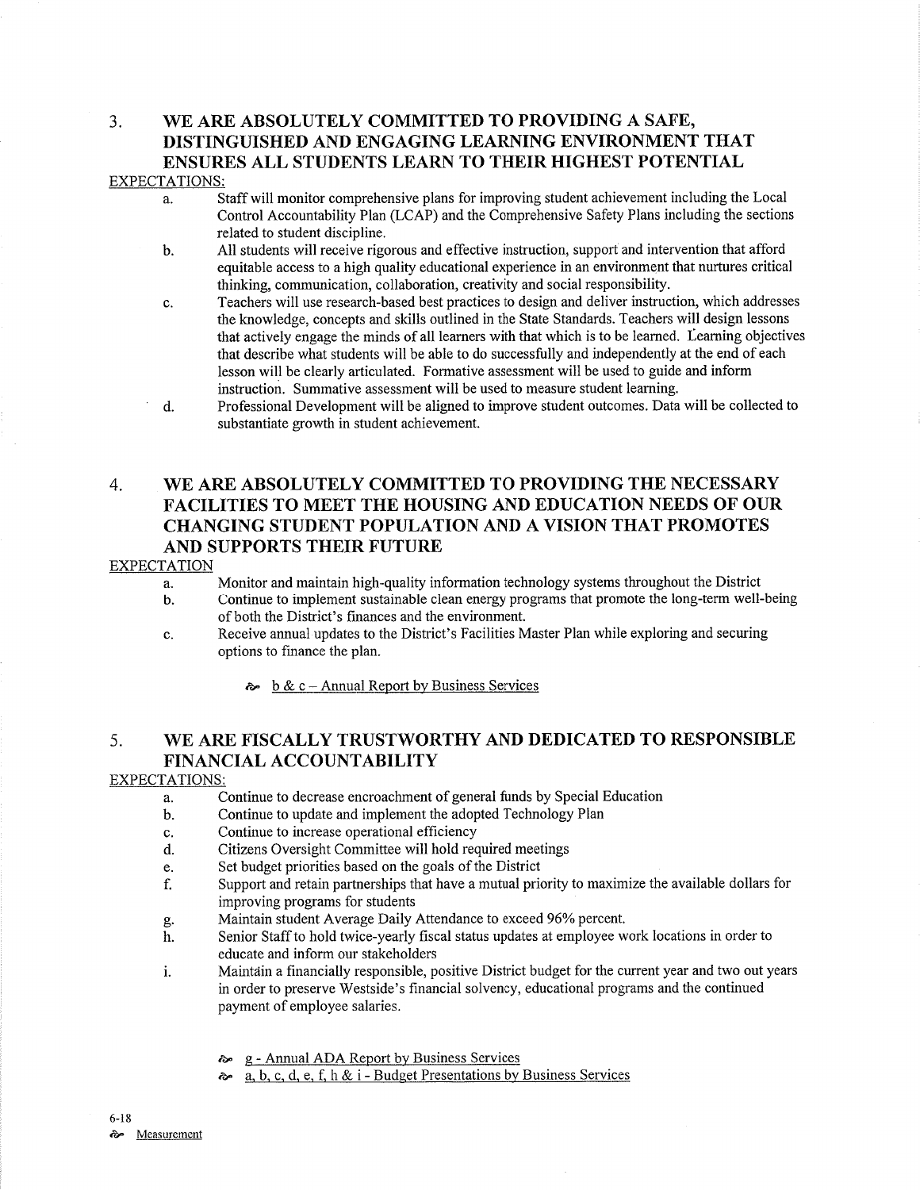## 3. WE ARE ABSOLUTELY COMMITTED TO PROVIDING A SAFE, DISTINGUISHED AND ENGAGING LEARNING ENVIRONMENT THAT ENSURES ALL STUDENTS LEARN TO THEIR HIGHEST POTENTIAL

EXPECTATIONS:

a. Staff will monitor comprehensive plans for improving student achievement including the Local Control Accountability Plan (LCAP) and the Comprehensive Safety Plans including the sections related to student discipline.

b. All students will receive rigorous and effective instruction, support and intervention that afford equitable access to a high quality educational experience in an environment that nurtures critical thinking, communication, collaboration, creativity and social responsibility.

c. Teachers will use research-based best practices to design and deliver instruction, which addresses the knowledge, concepts and skills outlined in the State Standards. Teachers will design lessons that actively engage the minds of all learners with that which is to be learned. Learning objectives that describe what students will be able to do successfully and independently at the end of each lesson will be clearly articulated. Formative assessment will be used to guide and inform instruction. Summative assessment will be used to measure student learning.

d. Professional Development will be aligned to improve student outcomes. Data will be collected to substantiate growth in student achievement.

## 4. WE ARE ABSOLUTELY COMMITTED TO PROVIDING THE NECESSARY FACILITIES TO MEET THE HOUSING AND EDUCATION NEEDS OF OUR CHANGING STUDENT POPULATION AND A VISION THAT PROMOTES AND SUPPORTS THEIR FUTURE

EXPECTATION

a. Monitor and maintain high-quality information technology systems throughout the District

b. Continue to implement sustainable clean energy programs that promote the long-term well-being of both the District's finances and the environment.

c. Receive annual updates to the District's Facilities Master Plan while exploring and securing options to finance the plan.

- b & c – Annual Report by Business Services

## 5. WE ARE FISCALLY TRUSTWORTHY AND DEDICATED TO RESPONSIBLE FINANCIAL ACCOUNTABILITY

EXPECTATIONS:

a. Continue to decrease encroachment of general funds by Special Education

b. Continue to update and implement the adopted Technology Plan

c. Continue to increase operational efficiency

d. Citizens Oversight Committee will hold required meetings

e. Set budget priorities based on the goals of the District

f. Support and retain partnerships that have a mutual priority to maximize the available dollars for improving programs for students

g. Maintain student Average Daily Attendance to exceed 96% percent.

h. Senior Staff to hold twice-yearly fiscal status updates at employee work locations in order to educate and inform our stakeholders

i. Maintain a financially responsible, positive District budget for the current year and two out years in order to preserve Westside's financial solvency, educational programs and the continued payment of employee salaries.

- g - Annual ADA Report by Business Services
- a, b, c, d, e, f, h & i - Budget Presentations by Business Services

6-18

Measurement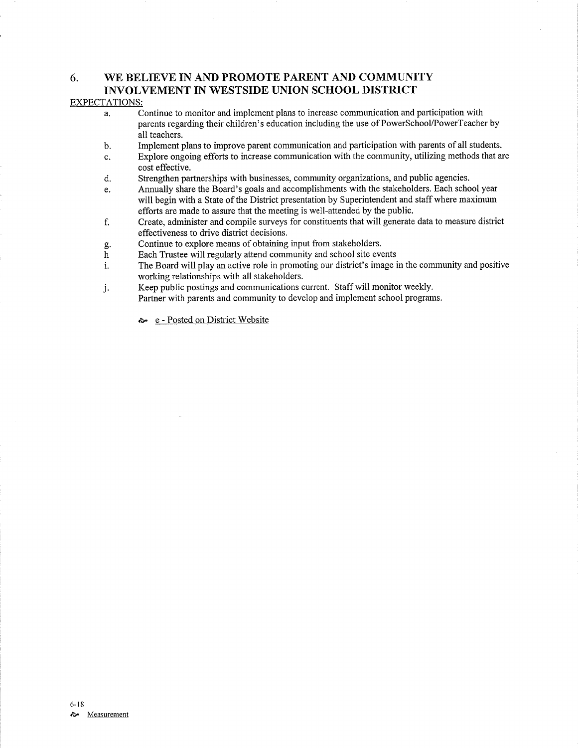## 6. WE BELIEVE IN AND PROMOTE PARENT AND COMMUNITY INVOLVEMENT IN WESTSIDE UNION SCHOOL DISTRICT

EXPECTATIONS:

a. Continue to monitor and implement plans to increase communication and participation with parents regarding their children's education including the use of PowerSchool/PowerTeacher by all teachers.

b. Implement plans to improve parent communication and participation with parents of all students.

c. Explore ongoing efforts to increase communication with the community, utilizing methods that are cost effective.

d. Strengthen partnerships with businesses, community organizations, and public agencies.

e. Annually share the Board's goals and accomplishments with the stakeholders. Each school year will begin with a State of the District presentation by Superintendent and staff where maximum efforts are made to assure that the meeting is well-attended by the public.

f. Create, administer and compile surveys for constituents that will generate data to measure district effectiveness to drive district decisions.

g. Continue to explore means of obtaining input from stakeholders.

h Each Trustee will regularly attend community and school site events

i. The Board will play an active role in promoting our district's image in the community and positive working relationships with all stakeholders.

j. Keep public postings and communications current. Staff will monitor weekly.
Partner with parents and community to develop and implement school programs.

&#x2192; e - Posted on District Website

6-18

&#x2192; Measurement